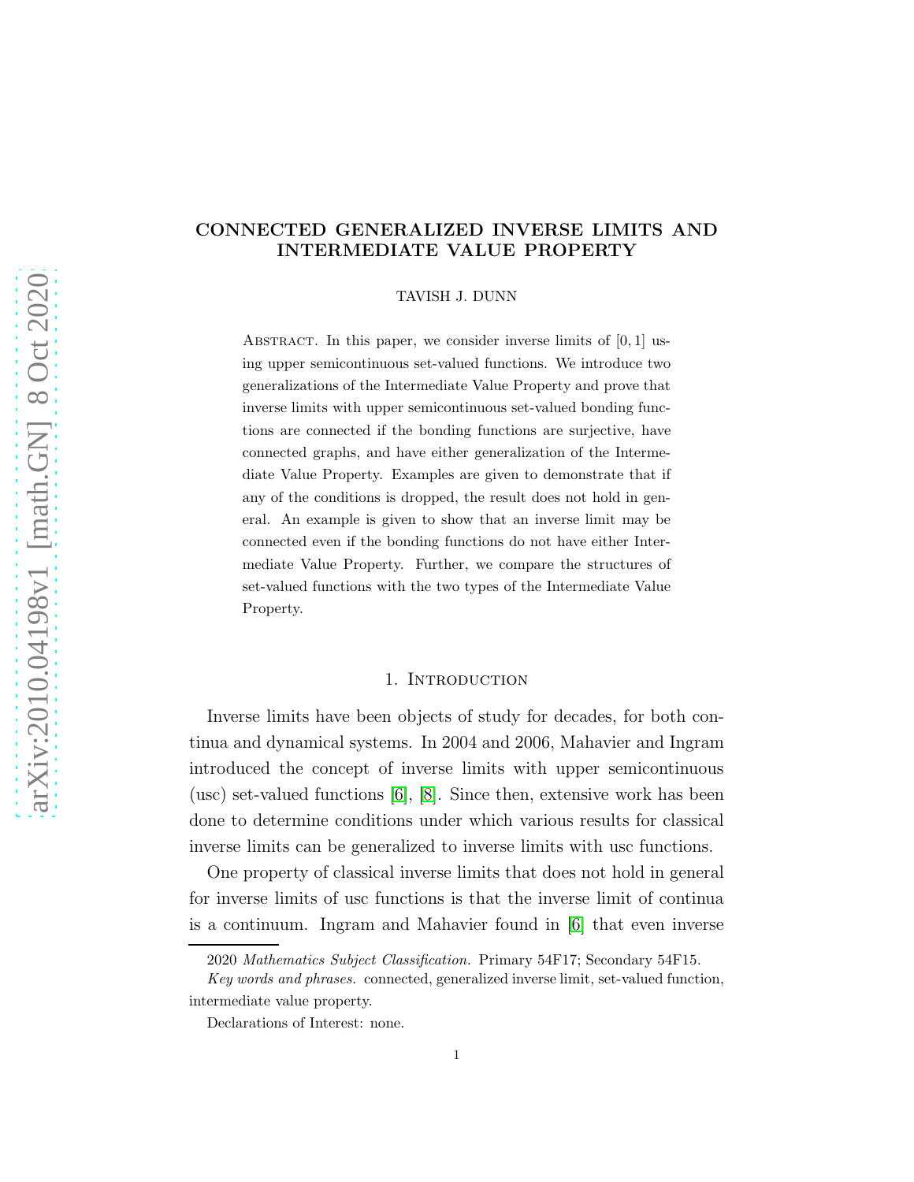# CONNECTED GENERALIZED INVERSE LIMITS AND INTERMEDIATE VALUE PROPERTY

TAVISH J. DUNN

Abstract. In this paper, we consider inverse limits of $[0, 1]$ using upper semicontinuous set-valued functions. We introduce two generalizations of the Intermediate Value Property and prove that inverse limits with upper semicontinuous set-valued bonding functions are connected if the bonding functions are surjective, have connected graphs, and have either generalization of the Intermediate Value Property. Examples are given to demonstrate that if any of the conditions is dropped, the result does not hold in general. An example is given to show that an inverse limit may be connected even if the bonding functions do not have either Intermediate Value Property. Further, we compare the structures of set-valued functions with the two types of the Intermediate Value Property.

## 1. Introduction

Inverse limits have been objects of study for decades, for both continua and dynamical systems. In 2004 and 2006, Mahavier and Ingram introduced the concept of inverse limits with upper semicontinuous (usc) set-valued functions [6], [8]. Since then, extensive work has been done to determine conditions under which various results for classical inverse limits can be generalized to inverse limits with usc functions.

One property of classical inverse limits that does not hold in general for inverse limits of usc functions is that the inverse limit of continua is a continuum. Ingram and Mahavier found in [6] that even inverse

2020 *Mathematics Subject Classification.* Primary 54F17; Secondary 54F15.

*Key words and phrases.* connected, generalized inverse limit, set-valued function, intermediate value property.

Declarations of Interest: none.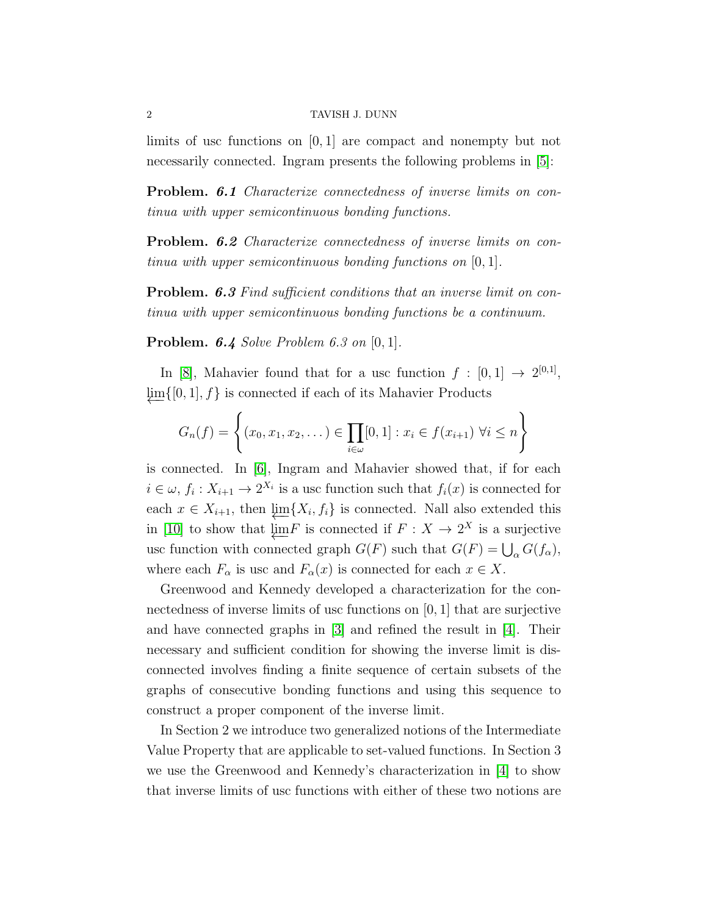limits of usc functions on $[0,1]$ are compact and nonempty but not necessarily connected. Ingram presents the following problems in [5]:

**Problem. *6.1*** *Characterize connectedness of inverse limits on continua with upper semicontinuous bonding functions.*

**Problem. *6.2*** *Characterize connectedness of inverse limits on continua with upper semicontinuous bonding functions on* $[0,1]$.

**Problem. *6.3*** *Find sufficient conditions that an inverse limit on continua with upper semicontinuous bonding functions be a continuum.*

**Problem. *6.4*** *Solve Problem 6.3 on* $[0,1]$.

In [8], Mahavier found that for a usc function $f : [0,1] \to 2^{[0,1]}$, $\varprojlim\{[0,1], f\}$ is connected if each of its Mahavier Products

$$G_n(f) = \left\{ (x_0, x_1, x_2, \dots) \in \prod_{i \in \omega} [0,1] : x_i \in f(x_{i+1}) \ \forall i \leq n \right\}$$

is connected. In [6], Ingram and Mahavier showed that, if for each $i \in \omega$, $f_i : X_{i+1} \to 2^{X_i}$ is a usc function such that $f_i(x)$ is connected for each $x \in X_{i+1}$, then $\varprojlim\{X_i, f_i\}$ is connected. Nall also extended this in [10] to show that $\varprojlim F$ is connected if $F : X \to 2^X$ is a surjective usc function with connected graph $G(F)$ such that $G(F) = \bigcup_\alpha G(f_\alpha)$, where each $F_\alpha$ is usc and $F_\alpha(x)$ is connected for each $x \in X$.

Greenwood and Kennedy developed a characterization for the connectedness of inverse limits of usc functions on $[0,1]$ that are surjective and have connected graphs in [3] and refined the result in [4]. Their necessary and sufficient condition for showing the inverse limit is disconnected involves finding a finite sequence of certain subsets of the graphs of consecutive bonding functions and using this sequence to construct a proper component of the inverse limit.

In Section 2 we introduce two generalized notions of the Intermediate Value Property that are applicable to set-valued functions. In Section 3 we use the Greenwood and Kennedy's characterization in [4] to show that inverse limits of usc functions with either of these two notions are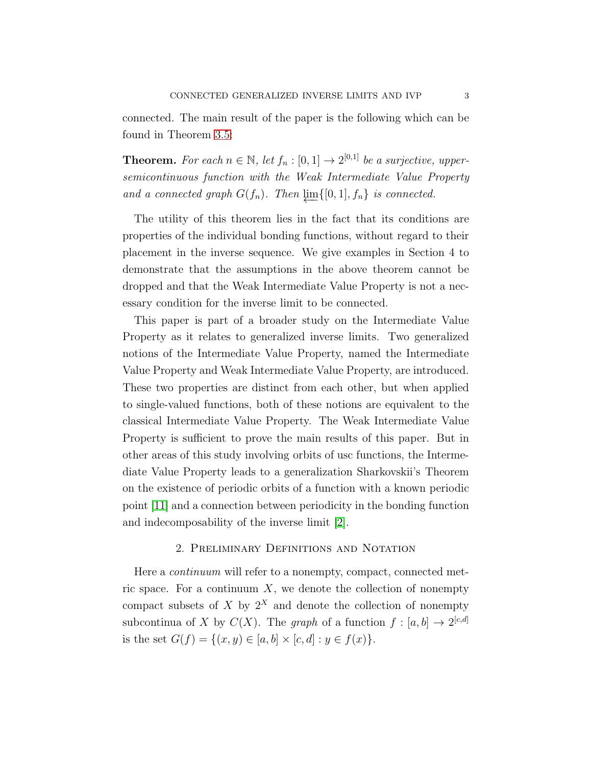connected. The main result of the paper is the following which can be found in Theorem 3.5:

**Theorem.** *For each $n \in \mathbb{N}$, let $f_n : [0,1] \to 2^{[0,1]}$ be a surjective, upper-semicontinuous function with the Weak Intermediate Value Property and a connected graph $G(f_n)$. Then $\varprojlim\{[0,1], f_n\}$ is connected.*

The utility of this theorem lies in the fact that its conditions are properties of the individual bonding functions, without regard to their placement in the inverse sequence. We give examples in Section 4 to demonstrate that the assumptions in the above theorem cannot be dropped and that the Weak Intermediate Value Property is not a necessary condition for the inverse limit to be connected.

This paper is part of a broader study on the Intermediate Value Property as it relates to generalized inverse limits. Two generalized notions of the Intermediate Value Property, named the Intermediate Value Property and Weak Intermediate Value Property, are introduced. These two properties are distinct from each other, but when applied to single-valued functions, both of these notions are equivalent to the classical Intermediate Value Property. The Weak Intermediate Value Property is sufficient to prove the main results of this paper. But in other areas of this study involving orbits of usc functions, the Intermediate Value Property leads to a generalization Sharkovskii's Theorem on the existence of periodic orbits of a function with a known periodic point [11] and a connection between periodicity in the bonding function and indecomposability of the inverse limit [2].

## 2. Preliminary Definitions and Notation

Here a *continuum* will refer to a nonempty, compact, connected metric space. For a continuum $X$, we denote the collection of nonempty compact subsets of $X$ by $2^X$ and denote the collection of nonempty subcontinua of $X$ by $C(X)$. The *graph* of a function $f : [a,b] \to 2^{[c,d]}$ is the set $G(f) = \{(x,y) \in [a,b] \times [c,d] : y \in f(x)\}$.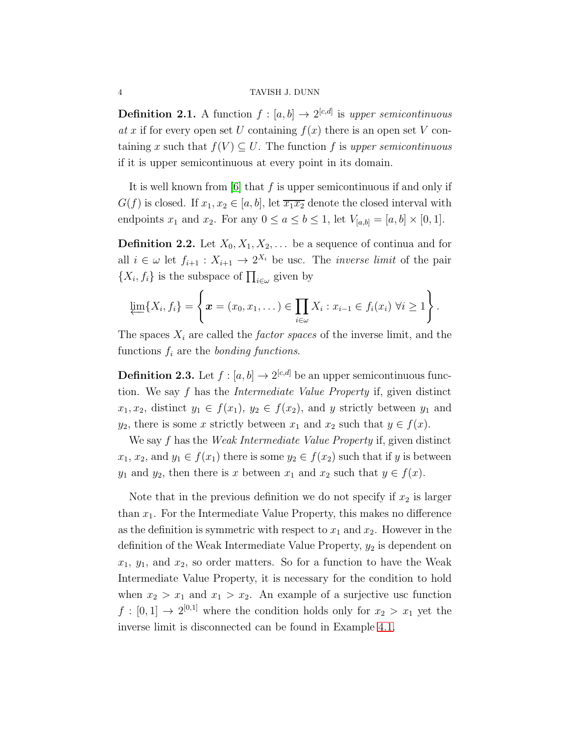**Definition 2.1.** A function $f : [a,b] \to 2^{[c,d]}$ is *upper semicontinuous at* $x$ if for every open set $U$ containing $f(x)$ there is an open set $V$ containing $x$ such that $f(V) \subseteq U$. The function $f$ is *upper semicontinuous* if it is upper semicontinuous at every point in its domain.

It is well known from [6] that $f$ is upper semicontinuous if and only if $G(f)$ is closed. If $x_1, x_2 \in [a,b]$, let $\overline{x_1 x_2}$ denote the closed interval with endpoints $x_1$ and $x_2$. For any $0 \leq a \leq b \leq 1$, let $V_{[a,b]} = [a,b] \times [0,1]$.

**Definition 2.2.** Let $X_0, X_1, X_2, \ldots$ be a sequence of continua and for all $i \in \omega$ let $f_{i+1} : X_{i+1} \to 2^{X_i}$ be usc. The *inverse limit* of the pair $\{X_i, f_i\}$ is the subspace of $\prod_{i\in\omega}$ given by

$$\varprojlim\{X_i, f_i\} = \left\{ \boldsymbol{x} = (x_0, x_1, \ldots) \in \prod_{i\in\omega} X_i : x_{i-1} \in f_i(x_i)\ \forall i \geq 1 \right\}.$$

The spaces $X_i$ are called the *factor spaces* of the inverse limit, and the functions $f_i$ are the *bonding functions*.

**Definition 2.3.** Let $f : [a,b] \to 2^{[c,d]}$ be an upper semicontinuous function. We say $f$ has the *Intermediate Value Property* if, given distinct $x_1, x_2$, distinct $y_1 \in f(x_1)$, $y_2 \in f(x_2)$, and $y$ strictly between $y_1$ and $y_2$, there is some $x$ strictly between $x_1$ and $x_2$ such that $y \in f(x)$.

We say $f$ has the *Weak Intermediate Value Property* if, given distinct $x_1$, $x_2$, and $y_1 \in f(x_1)$ there is some $y_2 \in f(x_2)$ such that if $y$ is between $y_1$ and $y_2$, then there is $x$ between $x_1$ and $x_2$ such that $y \in f(x)$.

Note that in the previous definition we do not specify if $x_2$ is larger than $x_1$. For the Intermediate Value Property, this makes no difference as the definition is symmetric with respect to $x_1$ and $x_2$. However in the definition of the Weak Intermediate Value Property, $y_2$ is dependent on $x_1$, $y_1$, and $x_2$, so order matters. So for a function to have the Weak Intermediate Value Property, it is necessary for the condition to hold when $x_2 > x_1$ and $x_1 > x_2$. An example of a surjective usc function $f : [0,1] \to 2^{[0,1]}$ where the condition holds only for $x_2 > x_1$ yet the inverse limit is disconnected can be found in Example 4.1.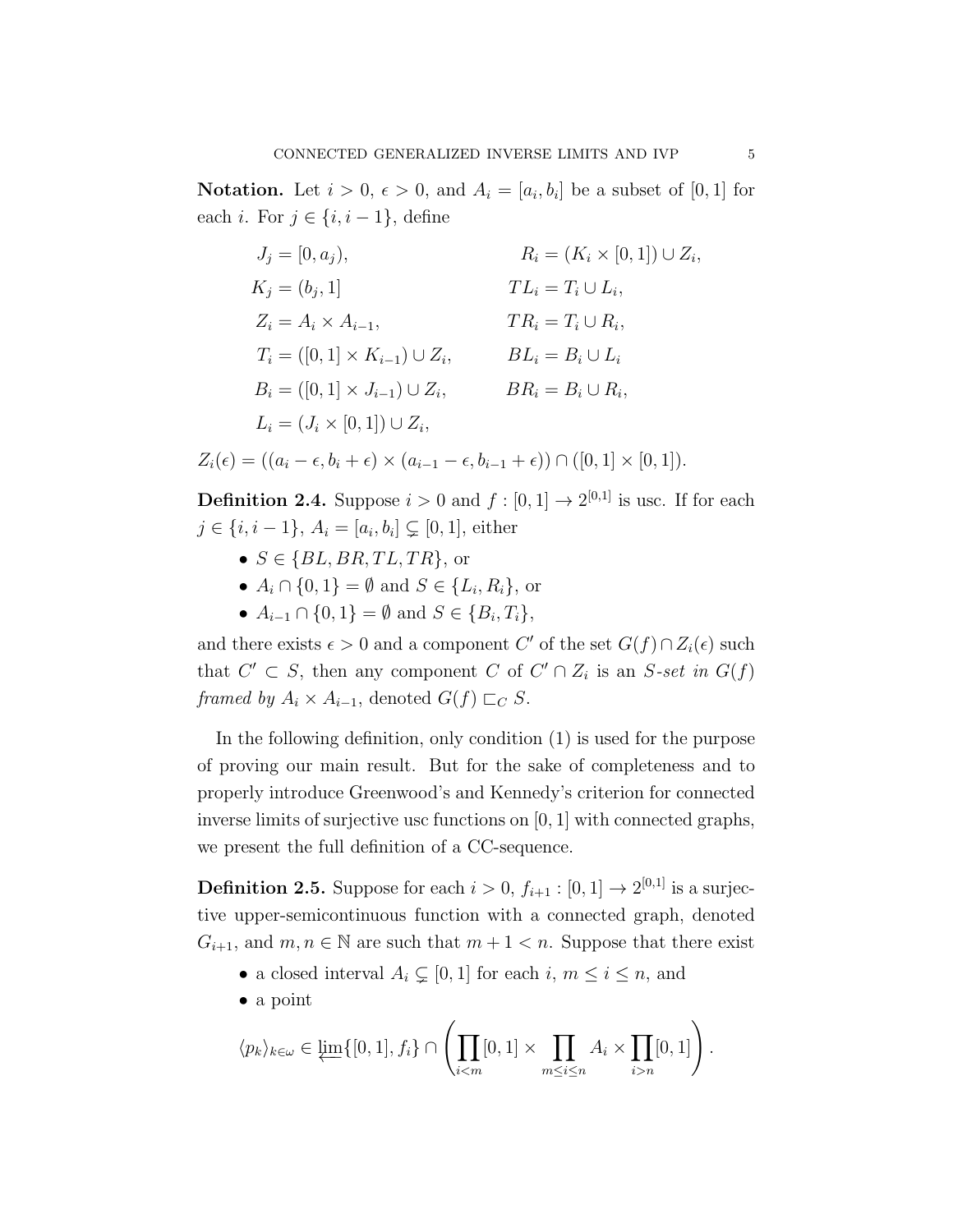**Notation.** Let $i > 0$, $\epsilon > 0$, and $A_i = [a_i, b_i]$ be a subset of $[0,1]$ for each $i$. For $j \in \{i, i-1\}$, define

$$
\begin{aligned}
J_j &= [0, a_j), & R_i &= (K_i \times [0,1]) \cup Z_i, \\
K_j &= (b_j, 1] & TL_i &= T_i \cup L_i, \\
Z_i &= A_i \times A_{i-1}, & TR_i &= T_i \cup R_i, \\
T_i &= ([0,1] \times K_{i-1}) \cup Z_i, & BL_i &= B_i \cup L_i \\
B_i &= ([0,1] \times J_{i-1}) \cup Z_i, & BR_i &= B_i \cup R_i, \\
L_i &= (J_i \times [0,1]) \cup Z_i, & &
\end{aligned}
$$

$Z_i(\epsilon) = ((a_i - \epsilon, b_i + \epsilon) \times (a_{i-1} - \epsilon, b_{i-1} + \epsilon)) \cap ([0,1] \times [0,1])$.

**Definition 2.4.** Suppose $i > 0$ and $f : [0,1] \to 2^{[0,1]}$ is usc. If for each $j \in \{i, i-1\}$, $A_i = [a_i, b_i] \subsetneq [0,1]$, either

- $S \in \{BL, BR, TL, TR\}$, or
- $A_i \cap \{0,1\} = \emptyset$ and $S \in \{L_i, R_i\}$, or
- $A_{i-1} \cap \{0,1\} = \emptyset$ and $S \in \{B_i, T_i\}$,

and there exists $\epsilon > 0$ and a component $C'$ of the set $G(f) \cap Z_i(\epsilon)$ such that $C' \subset S$, then any component $C$ of $C' \cap Z_i$ is an *$S$-set in $G(f)$ framed by $A_i \times A_{i-1}$*, denoted $G(f) \sqsubset_C S$.

In the following definition, only condition (1) is used for the purpose of proving our main result. But for the sake of completeness and to properly introduce Greenwood's and Kennedy's criterion for connected inverse limits of surjective usc functions on $[0,1]$ with connected graphs, we present the full definition of a CC-sequence.

**Definition 2.5.** Suppose for each $i > 0$, $f_{i+1} : [0,1] \to 2^{[0,1]}$ is a surjective upper-semicontinuous function with a connected graph, denoted $G_{i+1}$, and $m, n \in \mathbb{N}$ are such that $m + 1 < n$. Suppose that there exist

- a closed interval $A_i \subsetneq [0,1]$ for each $i$, $m \leq i \leq n$, and
- a point

$$\langle p_k \rangle_{k \in \omega} \in \varprojlim\{[0,1], f_i\} \cap \left( \prod_{i<m} [0,1] \times \prod_{m \leq i \leq n} A_i \times \prod_{i>n} [0,1] \right).$$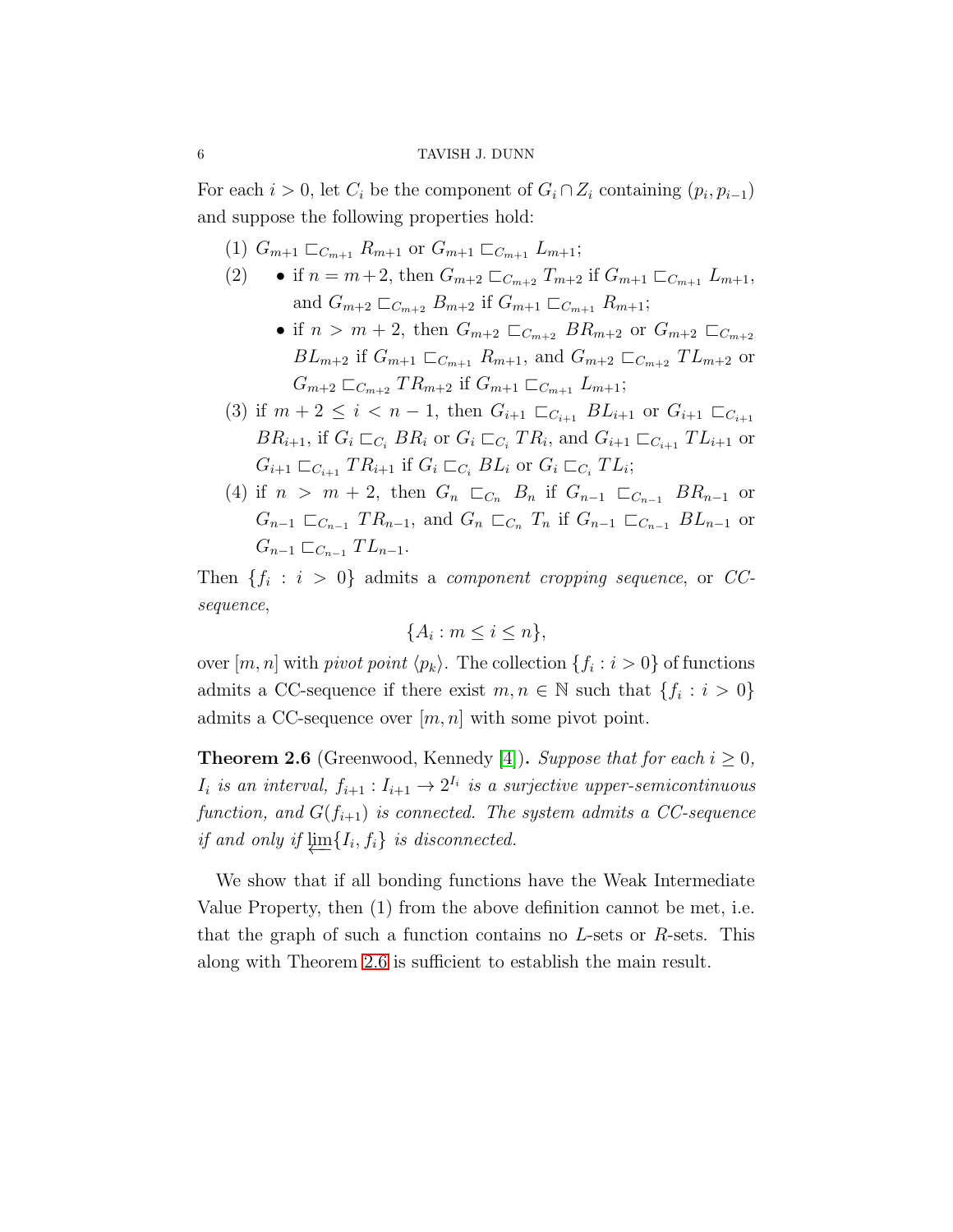For each $i > 0$, let $C_i$ be the component of $G_i \cap Z_i$ containing $(p_i, p_{i-1})$ and suppose the following properties hold:

(1) $G_{m+1} \sqsubset_{C_{m+1}} R_{m+1}$ or $G_{m+1} \sqsubset_{C_{m+1}} L_{m+1}$;

(2)
- if $n = m+2$, then $G_{m+2} \sqsubset_{C_{m+2}} T_{m+2}$ if $G_{m+1} \sqsubset_{C_{m+1}} L_{m+1}$, and $G_{m+2} \sqsubset_{C_{m+2}} B_{m+2}$ if $G_{m+1} \sqsubset_{C_{m+1}} R_{m+1}$;
- if $n > m+2$, then $G_{m+2} \sqsubset_{C_{m+2}} BR_{m+2}$ or $G_{m+2} \sqsubset_{C_{m+2}} BL_{m+2}$ if $G_{m+1} \sqsubset_{C_{m+1}} R_{m+1}$, and $G_{m+2} \sqsubset_{C_{m+2}} TL_{m+2}$ or $G_{m+2} \sqsubset_{C_{m+2}} TR_{m+2}$ if $G_{m+1} \sqsubset_{C_{m+1}} L_{m+1}$;

(3) if $m+2 \leq i < n-1$, then $G_{i+1} \sqsubset_{C_{i+1}} BL_{i+1}$ or $G_{i+1} \sqsubset_{C_{i+1}} BR_{i+1}$, if $G_i \sqsubset_{C_i} BR_i$ or $G_i \sqsubset_{C_i} TR_i$, and $G_{i+1} \sqsubset_{C_{i+1}} TL_{i+1}$ or $G_{i+1} \sqsubset_{C_{i+1}} TR_{i+1}$ if $G_i \sqsubset_{C_i} BL_i$ or $G_i \sqsubset_{C_i} TL_i$;

(4) if $n > m+2$, then $G_n \sqsubset_{C_n} B_n$ if $G_{n-1} \sqsubset_{C_{n-1}} BR_{n-1}$ or $G_{n-1} \sqsubset_{C_{n-1}} TR_{n-1}$, and $G_n \sqsubset_{C_n} T_n$ if $G_{n-1} \sqsubset_{C_{n-1}} BL_{n-1}$ or $G_{n-1} \sqsubset_{C_{n-1}} TL_{n-1}$.

Then $\{f_i : i > 0\}$ admits a *component cropping sequence*, or *CC-sequence*,

$$\{A_i : m \leq i \leq n\},$$

over $[m,n]$ with *pivot point* $\langle p_k \rangle$. The collection $\{f_i : i > 0\}$ of functions admits a CC-sequence if there exist $m, n \in \mathbb{N}$ such that $\{f_i : i > 0\}$ admits a CC-sequence over $[m,n]$ with some pivot point.

**Theorem 2.6** (Greenwood, Kennedy [4]). *Suppose that for each $i \geq 0$, $I_i$ is an interval, $f_{i+1} : I_{i+1} \to 2^{I_i}$ is a surjective upper-semicontinuous function, and $G(f_{i+1})$ is connected. The system admits a CC-sequence if and only if $\varprojlim\{I_i, f_i\}$ is disconnected.*

We show that if all bonding functions have the Weak Intermediate Value Property, then (1) from the above definition cannot be met, i.e. that the graph of such a function contains no $L$-sets or $R$-sets. This along with Theorem 2.6 is sufficient to establish the main result.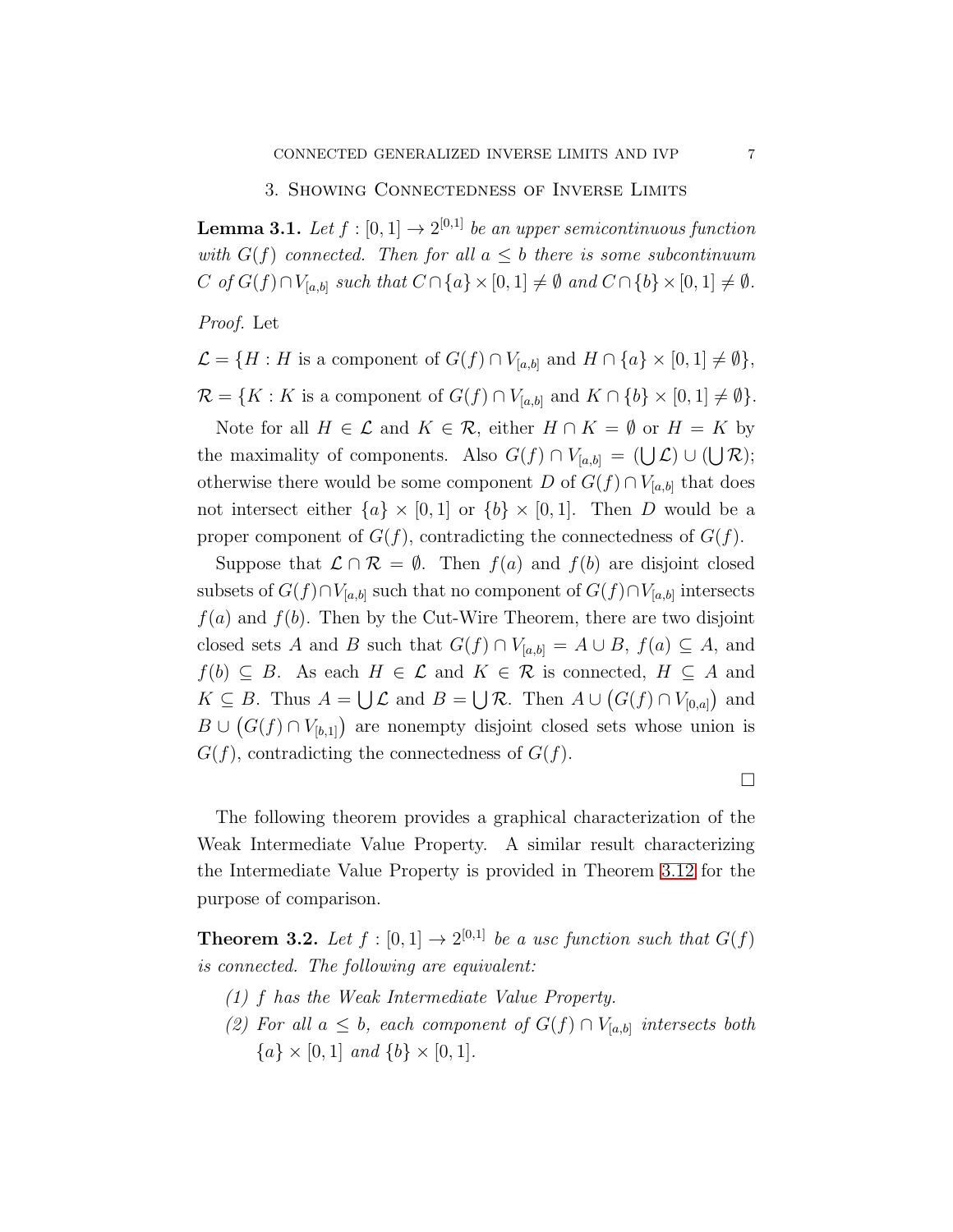## 3. Showing Connectedness of Inverse Limits

**Lemma 3.1.** *Let $f : [0,1] \to 2^{[0,1]}$ be an upper semicontinuous function with $G(f)$ connected. Then for all $a \leq b$ there is some subcontinuum $C$ of $G(f) \cap V_{[a,b]}$ such that $C \cap \{a\} \times [0,1] \neq \emptyset$ and $C \cap \{b\} \times [0,1] \neq \emptyset$.*

*Proof.* Let

$$\mathcal{L} = \{H : H \text{ is a component of } G(f) \cap V_{[a,b]} \text{ and } H \cap \{a\} \times [0,1] \neq \emptyset\},$$

$$\mathcal{R} = \{K : K \text{ is a component of } G(f) \cap V_{[a,b]} \text{ and } K \cap \{b\} \times [0,1] \neq \emptyset\}.$$

Note for all $H \in \mathcal{L}$ and $K \in \mathcal{R}$, either $H \cap K = \emptyset$ or $H = K$ by the maximality of components. Also $G(f) \cap V_{[a,b]} = (\bigcup \mathcal{L}) \cup (\bigcup \mathcal{R})$; otherwise there would be some component $D$ of $G(f) \cap V_{[a,b]}$ that does not intersect either $\{a\} \times [0,1]$ or $\{b\} \times [0,1]$. Then $D$ would be a proper component of $G(f)$, contradicting the connectedness of $G(f)$.

Suppose that $\mathcal{L} \cap \mathcal{R} = \emptyset$. Then $f(a)$ and $f(b)$ are disjoint closed subsets of $G(f) \cap V_{[a,b]}$ such that no component of $G(f) \cap V_{[a,b]}$ intersects $f(a)$ and $f(b)$. Then by the Cut-Wire Theorem, there are two disjoint closed sets $A$ and $B$ such that $G(f) \cap V_{[a,b]} = A \cup B$, $f(a) \subseteq A$, and $f(b) \subseteq B$. As each $H \in \mathcal{L}$ and $K \in \mathcal{R}$ is connected, $H \subseteq A$ and $K \subseteq B$. Thus $A = \bigcup \mathcal{L}$ and $B = \bigcup \mathcal{R}$. Then $A \cup \left(G(f) \cap V_{[0,a]}\right)$ and $B \cup \left(G(f) \cap V_{[b,1]}\right)$ are nonempty disjoint closed sets whose union is $G(f)$, contradicting the connectedness of $G(f)$.

□

The following theorem provides a graphical characterization of the Weak Intermediate Value Property. A similar result characterizing the Intermediate Value Property is provided in Theorem 3.12 for the purpose of comparison.

**Theorem 3.2.** *Let $f : [0,1] \to 2^{[0,1]}$ be a usc function such that $G(f)$ is connected. The following are equivalent:*

1. *$f$ has the Weak Intermediate Value Property.*
2. *For all $a \leq b$, each component of $G(f) \cap V_{[a,b]}$ intersects both $\{a\} \times [0,1]$ and $\{b\} \times [0,1]$.*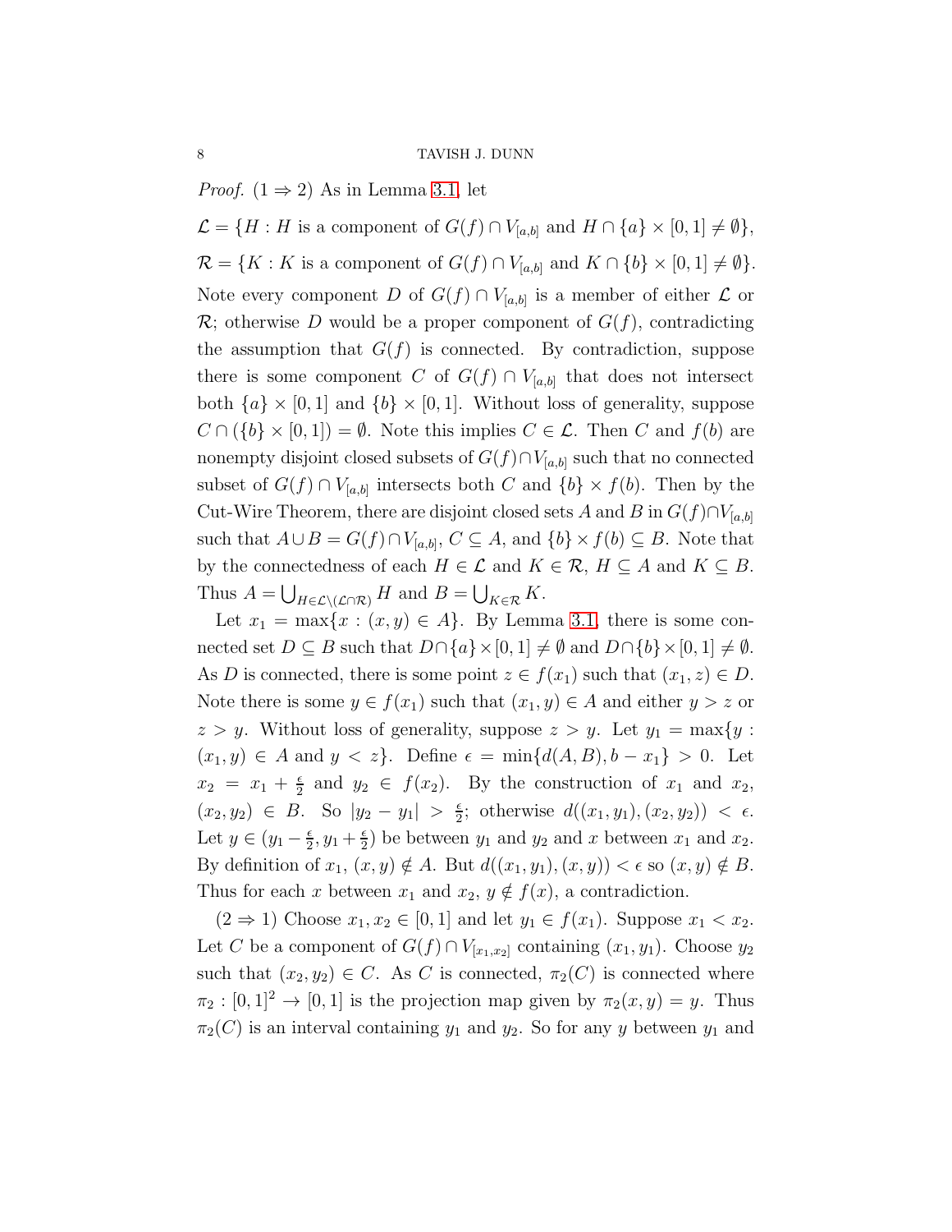*Proof.* ($1 \Rightarrow 2$) As in Lemma 3.1, let

$\mathcal{L} = \{H : H$ is a component of $G(f) \cap V_{[a,b]}$ and $H \cap \{a\} \times [0,1] \neq \emptyset\}$,

$\mathcal{R} = \{K : K$ is a component of $G(f) \cap V_{[a,b]}$ and $K \cap \{b\} \times [0,1] \neq \emptyset\}$.

Note every component $D$ of $G(f) \cap V_{[a,b]}$ is a member of either $\mathcal{L}$ or $\mathcal{R}$; otherwise $D$ would be a proper component of $G(f)$, contradicting the assumption that $G(f)$ is connected. By contradiction, suppose there is some component $C$ of $G(f) \cap V_{[a,b]}$ that does not intersect both $\{a\} \times [0,1]$ and $\{b\} \times [0,1]$. Without loss of generality, suppose $C \cap (\{b\} \times [0,1]) = \emptyset$. Note this implies $C \in \mathcal{L}$. Then $C$ and $f(b)$ are nonempty disjoint closed subsets of $G(f) \cap V_{[a,b]}$ such that no connected subset of $G(f) \cap V_{[a,b]}$ intersects both $C$ and $\{b\} \times f(b)$. Then by the Cut-Wire Theorem, there are disjoint closed sets $A$ and $B$ in $G(f) \cap V_{[a,b]}$ such that $A \cup B = G(f) \cap V_{[a,b]}$, $C \subseteq A$, and $\{b\} \times f(b) \subseteq B$. Note that by the connectedness of each $H \in \mathcal{L}$ and $K \in \mathcal{R}$, $H \subseteq A$ and $K \subseteq B$. Thus $A = \bigcup_{H \in \mathcal{L} \setminus (\mathcal{L} \cap \mathcal{R})} H$ and $B = \bigcup_{K \in \mathcal{R}} K$.

Let $x_1 = \max\{x : (x,y) \in A\}$. By Lemma 3.1, there is some connected set $D \subseteq B$ such that $D \cap \{a\} \times [0,1] \neq \emptyset$ and $D \cap \{b\} \times [0,1] \neq \emptyset$. As $D$ is connected, there is some point $z \in f(x_1)$ such that $(x_1, z) \in D$. Note there is some $y \in f(x_1)$ such that $(x_1, y) \in A$ and either $y > z$ or $z > y$. Without loss of generality, suppose $z > y$. Let $y_1 = \max\{y : (x_1, y) \in A \text{ and } y < z\}$. Define $\epsilon = \min\{d(A,B), b - x_1\} > 0$. Let $x_2 = x_1 + \frac{\epsilon}{2}$ and $y_2 \in f(x_2)$. By the construction of $x_1$ and $x_2$, $(x_2, y_2) \in B$. So $|y_2 - y_1| > \frac{\epsilon}{2}$; otherwise $d((x_1, y_1), (x_2, y_2)) < \epsilon$. Let $y \in (y_1 - \frac{\epsilon}{2}, y_1 + \frac{\epsilon}{2})$ be between $y_1$ and $y_2$ and $x$ between $x_1$ and $x_2$. By definition of $x_1$, $(x,y) \notin A$. But $d((x_1,y_1),(x,y)) < \epsilon$ so $(x,y) \notin B$. Thus for each $x$ between $x_1$ and $x_2$, $y \notin f(x)$, a contradiction.

($2 \Rightarrow 1$) Choose $x_1, x_2 \in [0,1]$ and let $y_1 \in f(x_1)$. Suppose $x_1 < x_2$. Let $C$ be a component of $G(f) \cap V_{[x_1,x_2]}$ containing $(x_1, y_1)$. Choose $y_2$ such that $(x_2, y_2) \in C$. As $C$ is connected, $\pi_2(C)$ is connected where $\pi_2 : [0,1]^2 \to [0,1]$ is the projection map given by $\pi_2(x,y) = y$. Thus $\pi_2(C)$ is an interval containing $y_1$ and $y_2$. So for any $y$ between $y_1$ and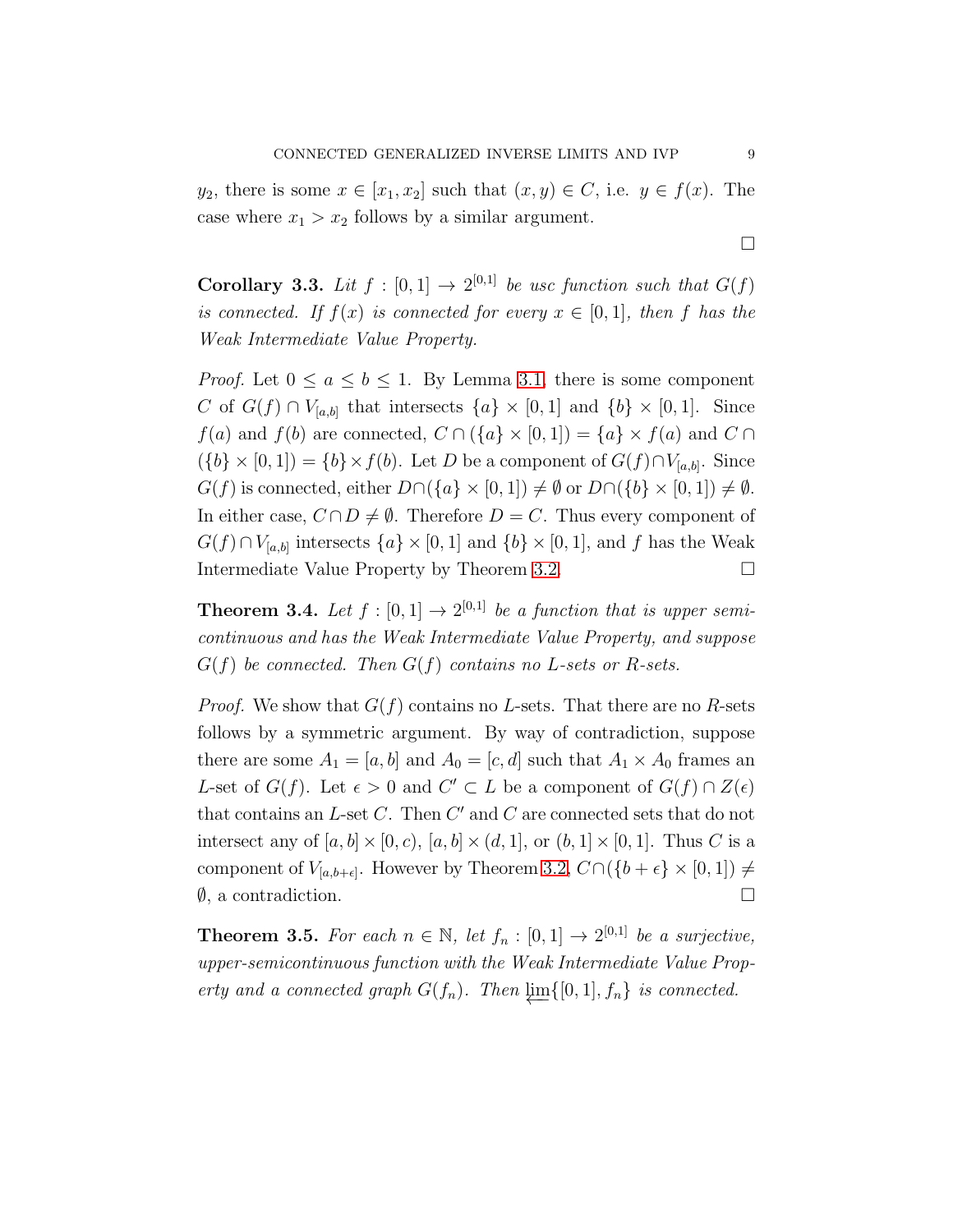$y_2$, there is some $x \in [x_1, x_2]$ such that $(x, y) \in C$, i.e. $y \in f(x)$. The case where $x_1 > x_2$ follows by a similar argument.

□

**Corollary 3.3.** *Lit $f : [0,1] \to 2^{[0,1]}$ be usc function such that $G(f)$ is connected. If $f(x)$ is connected for every $x \in [0,1]$, then $f$ has the Weak Intermediate Value Property.*

*Proof.* Let $0 \leq a \leq b \leq 1$. By Lemma 3.1, there is some component $C$ of $G(f) \cap V_{[a,b]}$ that intersects $\{a\} \times [0,1]$ and $\{b\} \times [0,1]$. Since $f(a)$ and $f(b)$ are connected, $C \cap (\{a\} \times [0,1]) = \{a\} \times f(a)$ and $C \cap (\{b\} \times [0,1]) = \{b\} \times f(b)$. Let $D$ be a component of $G(f) \cap V_{[a,b]}$. Since $G(f)$ is connected, either $D \cap (\{a\} \times [0,1]) \neq \emptyset$ or $D \cap (\{b\} \times [0,1]) \neq \emptyset$. In either case, $C \cap D \neq \emptyset$. Therefore $D = C$. Thus every component of $G(f) \cap V_{[a,b]}$ intersects $\{a\} \times [0,1]$ and $\{b\} \times [0,1]$, and $f$ has the Weak Intermediate Value Property by Theorem 3.2. □

**Theorem 3.4.** *Let $f : [0,1] \to 2^{[0,1]}$ be a function that is upper semi-continuous and has the Weak Intermediate Value Property, and suppose $G(f)$ be connected. Then $G(f)$ contains no $L$-sets or $R$-sets.*

*Proof.* We show that $G(f)$ contains no $L$-sets. That there are no $R$-sets follows by a symmetric argument. By way of contradiction, suppose there are some $A_1 = [a, b]$ and $A_0 = [c, d]$ such that $A_1 \times A_0$ frames an $L$-set of $G(f)$. Let $\epsilon > 0$ and $C' \subset L$ be a component of $G(f) \cap Z(\epsilon)$ that contains an $L$-set $C$. Then $C'$ and $C$ are connected sets that do not intersect any of $[a, b] \times [0, c)$, $[a, b] \times (d, 1]$, or $(b, 1] \times [0, 1]$. Thus $C$ is a component of $V_{[a,b+\epsilon]}$. However by Theorem 3.2, $C \cap (\{b + \epsilon\} \times [0, 1]) \neq \emptyset$, a contradiction. □

**Theorem 3.5.** *For each $n \in \mathbb{N}$, let $f_n : [0,1] \to 2^{[0,1]}$ be a surjective, upper-semicontinuous function with the Weak Intermediate Value Property and a connected graph $G(f_n)$. Then $\varprojlim\{[0,1], f_n\}$ is connected.*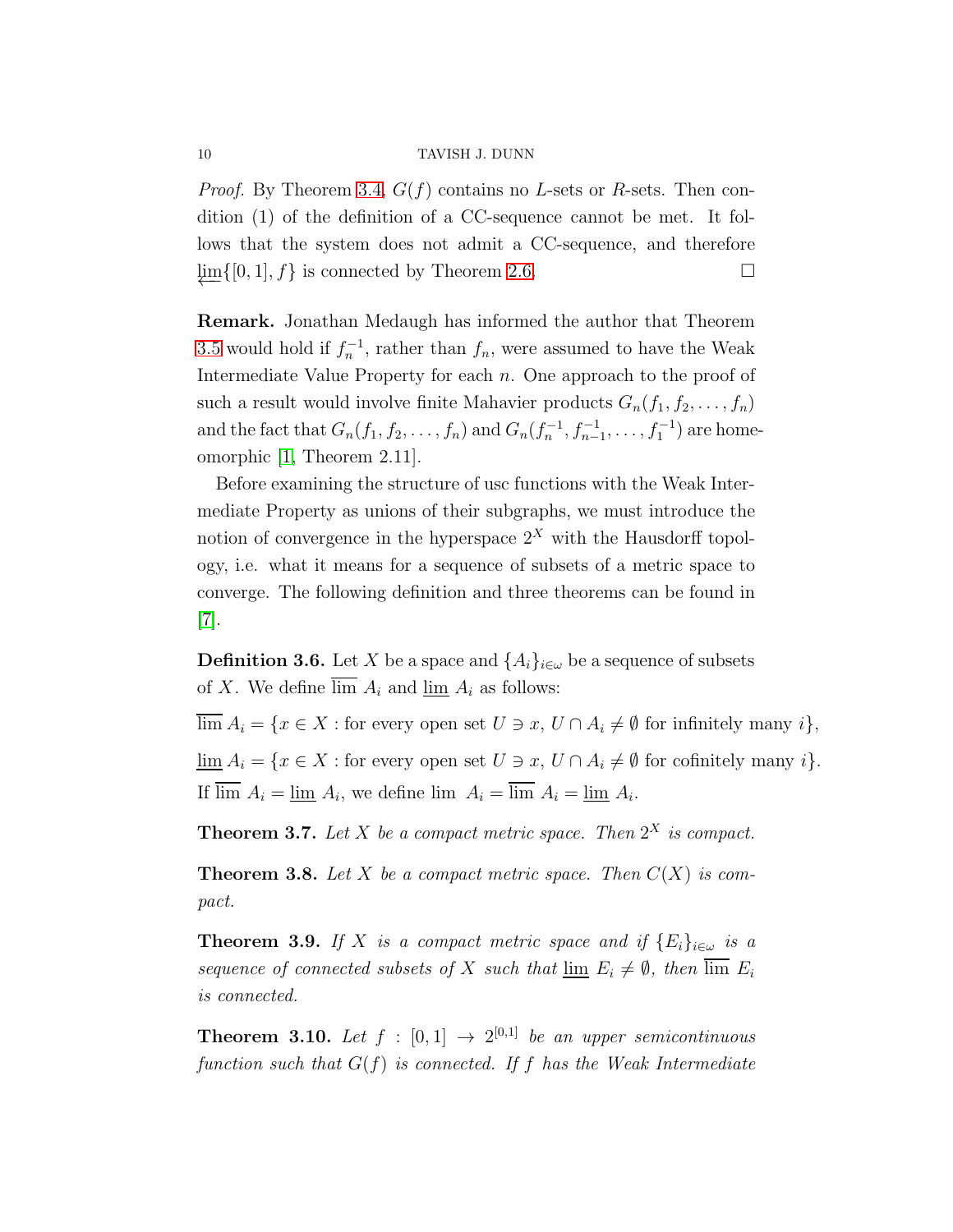*Proof.* By Theorem 3.4, $G(f)$ contains no $L$-sets or $R$-sets. Then condition (1) of the definition of a CC-sequence cannot be met. It follows that the system does not admit a CC-sequence, and therefore $\varprojlim\{[0,1], f\}$ is connected by Theorem 2.6. □

**Remark.** Jonathan Medaugh has informed the author that Theorem 3.5 would hold if $f_n^{-1}$, rather than $f_n$, were assumed to have the Weak Intermediate Value Property for each $n$. One approach to the proof of such a result would involve finite Mahavier products $G_n(f_1, f_2, \ldots, f_n)$ and the fact that $G_n(f_1, f_2, \ldots, f_n)$ and $G_n(f_n^{-1}, f_{n-1}^{-1}, \ldots, f_1^{-1})$ are homeomorphic [1, Theorem 2.11].

Before examining the structure of usc functions with the Weak Intermediate Property as unions of their subgraphs, we must introduce the notion of convergence in the hyperspace $2^X$ with the Hausdorff topology, i.e. what it means for a sequence of subsets of a metric space to converge. The following definition and three theorems can be found in [7].

**Definition 3.6.** Let $X$ be a space and $\{A_i\}_{i\in\omega}$ be a sequence of subsets of $X$. We define $\overline{\lim}\ A_i$ and $\underline{\lim}\ A_i$ as follows:

$\overline{\lim}\ A_i = \{x \in X : \text{for every open set } U \ni x,\ U \cap A_i \neq \emptyset \text{ for infinitely many } i\}$,

$\underline{\lim}\ A_i = \{x \in X : \text{for every open set } U \ni x,\ U \cap A_i \neq \emptyset \text{ for cofinitely many } i\}$.

If $\overline{\lim}\ A_i = \underline{\lim}\ A_i$, we define $\lim\ A_i = \overline{\lim}\ A_i = \underline{\lim}\ A_i$.

**Theorem 3.7.** *Let $X$ be a compact metric space. Then $2^X$ is compact.*

**Theorem 3.8.** *Let $X$ be a compact metric space. Then $C(X)$ is compact.*

**Theorem 3.9.** *If $X$ is a compact metric space and if $\{E_i\}_{i\in\omega}$ is a sequence of connected subsets of $X$ such that $\underline{\lim}\ E_i \neq \emptyset$, then $\overline{\lim}\ E_i$ is connected.*

**Theorem 3.10.** *Let $f : [0,1] \to 2^{[0,1]}$ be an upper semicontinuous function such that $G(f)$ is connected. If $f$ has the Weak Intermediate*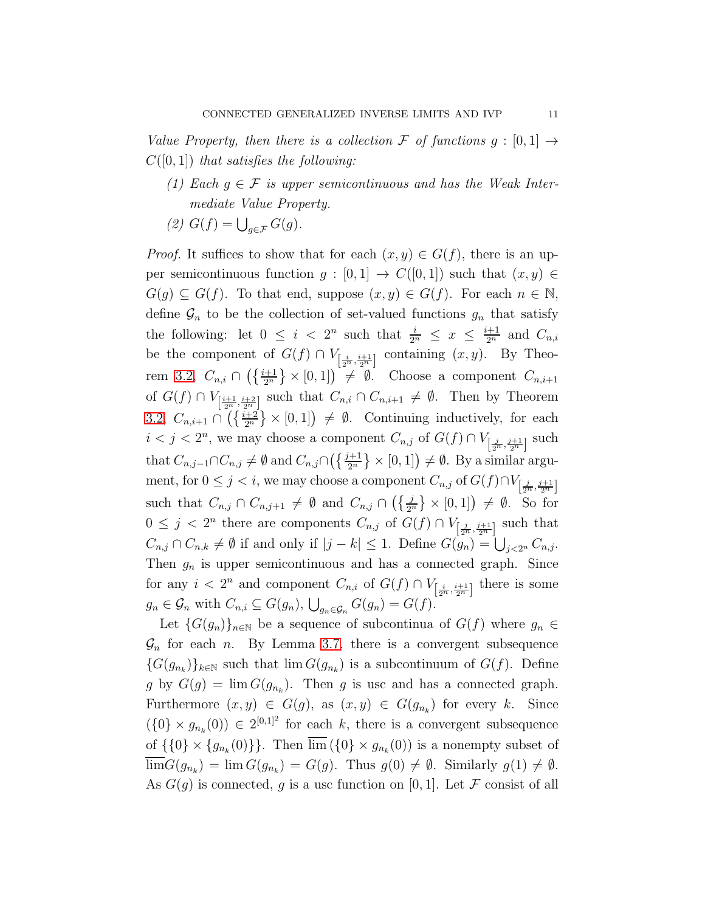*Value Property, then there is a collection $\mathcal{F}$ of functions $g : [0,1] \to C([0,1])$ that satisfies the following:*

*(1) Each $g \in \mathcal{F}$ is upper semicontinuous and has the Weak Intermediate Value Property.*

*(2) $G(f) = \bigcup_{g \in \mathcal{F}} G(g)$.*

*Proof.* It suffices to show that for each $(x, y) \in G(f)$, there is an upper semicontinuous function $g : [0,1] \to C([0,1])$ such that $(x, y) \in G(g) \subseteq G(f)$. To that end, suppose $(x, y) \in G(f)$. For each $n \in \mathbb{N}$, define $\mathcal{G}_n$ to be the collection of set-valued functions $g_n$ that satisfy the following: let $0 \leq i < 2^n$ such that $\frac{i}{2^n} \leq x \leq \frac{i+1}{2^n}$ and $C_{n,i}$ be the component of $G(f) \cap V_{\left[\frac{i}{2^n}, \frac{i+1}{2^n}\right]}$ containing $(x, y)$. By Theorem 3.2, $C_{n,i} \cap \left(\left\{\frac{i+1}{2^n}\right\} \times [0,1]\right) \neq \emptyset$. Choose a component $C_{n,i+1}$ of $G(f) \cap V_{\left[\frac{i+1}{2^n}, \frac{i+2}{2^n}\right]}$ such that $C_{n,i} \cap C_{n,i+1} \neq \emptyset$. Then by Theorem 3.2, $C_{n,i+1} \cap \left(\left\{\frac{i+2}{2^n}\right\} \times [0,1]\right) \neq \emptyset$. Continuing inductively, for each $i < j < 2^n$, we may choose a component $C_{n,j}$ of $G(f) \cap V_{\left[\frac{j}{2^n}, \frac{j+1}{2^n}\right]}$ such that $C_{n,j-1} \cap C_{n,j} \neq \emptyset$ and $C_{n,j} \cap \left(\left\{\frac{j+1}{2^n}\right\} \times [0,1]\right) \neq \emptyset$. By a similar argument, for $0 \leq j < i$, we may choose a component $C_{n,j}$ of $G(f) \cap V_{\left[\frac{j}{2^n}, \frac{j+1}{2^n}\right]}$ such that $C_{n,j} \cap C_{n,j+1} \neq \emptyset$ and $C_{n,j} \cap \left(\left\{\frac{j}{2^n}\right\} \times [0,1]\right) \neq \emptyset$. So for $0 \leq j < 2^n$ there are components $C_{n,j}$ of $G(f) \cap V_{\left[\frac{j}{2^n}, \frac{j+1}{2^n}\right]}$ such that $C_{n,j} \cap C_{n,k} \neq \emptyset$ if and only if $|j - k| \leq 1$. Define $G(g_n) = \bigcup_{j < 2^n} C_{n,j}$. Then $g_n$ is upper semicontinuous and has a connected graph. Since for any $i < 2^n$ and component $C_{n,i}$ of $G(f) \cap V_{\left[\frac{i}{2^n}, \frac{i+1}{2^n}\right]}$ there is some $g_n \in \mathcal{G}_n$ with $C_{n,i} \subseteq G(g_n)$, $\bigcup_{g_n \in \mathcal{G}_n} G(g_n) = G(f)$.

Let $\{G(g_n)\}_{n \in \mathbb{N}}$ be a sequence of subcontinua of $G(f)$ where $g_n \in \mathcal{G}_n$ for each $n$. By Lemma 3.7, there is a convergent subsequence $\{G(g_{n_k})\}_{k \in \mathbb{N}}$ such that $\lim G(g_{n_k})$ is a subcontinuum of $G(f)$. Define $g$ by $G(g) = \lim G(g_{n_k})$. Then $g$ is usc and has a connected graph. Furthermore $(x, y) \in G(g)$, as $(x, y) \in G(g_{n_k})$ for every $k$. Since $(\{0\} \times g_{n_k}(0)) \in 2^{[0,1]^2}$ for each $k$, there is a convergent subsequence of $\{\{0\} \times \{g_{n_k}(0)\}\}$. Then $\overline{\lim}\,(\{0\} \times g_{n_k}(0))$ is a nonempty subset of $\overline{\lim} G(g_{n_k}) = \lim G(g_{n_k}) = G(g)$. Thus $g(0) \neq \emptyset$. Similarly $g(1) \neq \emptyset$. As $G(g)$ is connected, $g$ is a usc function on $[0,1]$. Let $\mathcal{F}$ consist of all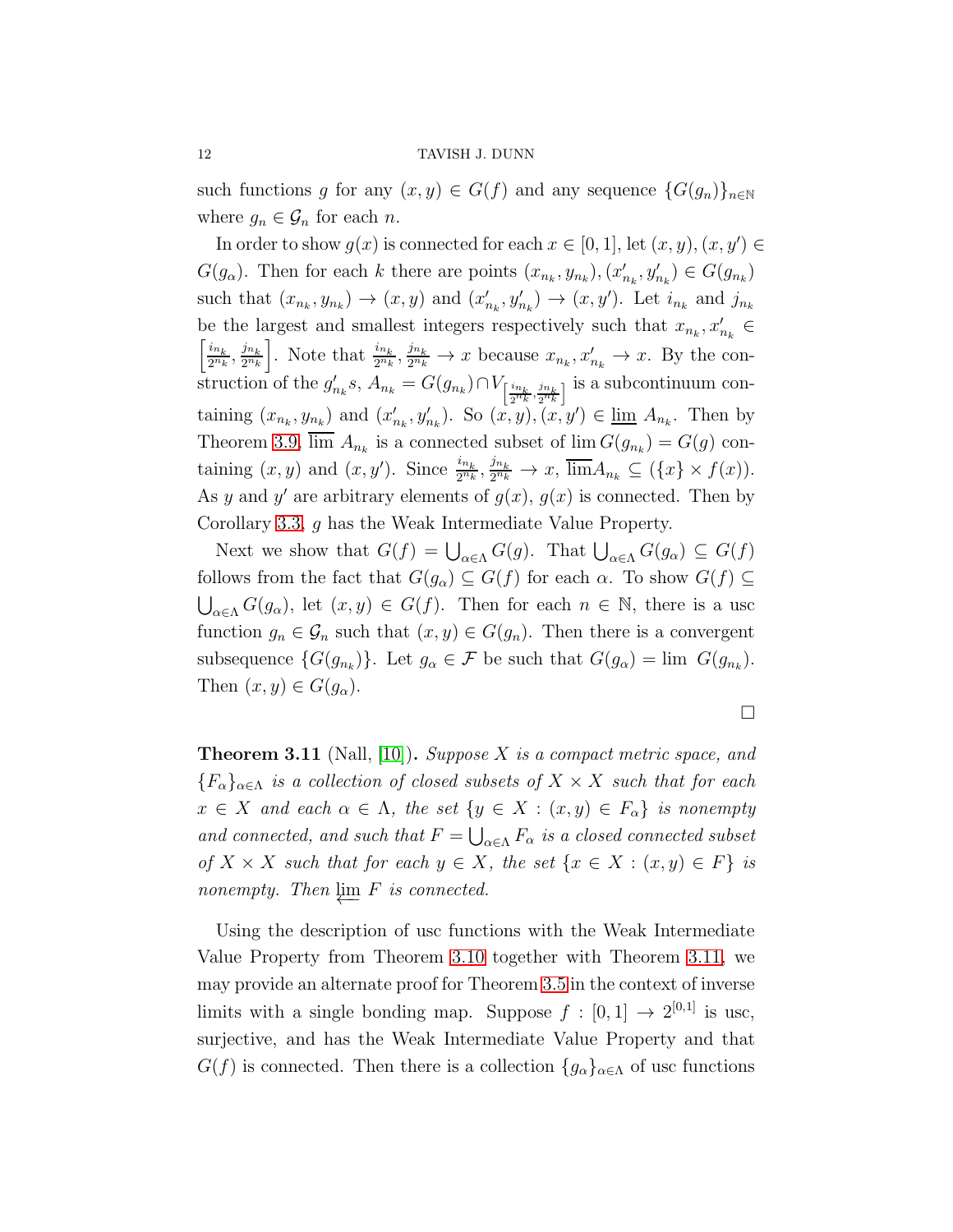such functions $g$ for any $(x, y) \in G(f)$ and any sequence $\{G(g_n)\}_{n\in\mathbb{N}}$ where $g_n \in \mathcal{G}_n$ for each $n$.

In order to show $g(x)$ is connected for each $x \in [0,1]$, let $(x, y), (x, y') \in G(g_\alpha)$. Then for each $k$ there are points $(x_{n_k}, y_{n_k}), (x'_{n_k}, y'_{n_k}) \in G(g_{n_k})$ such that $(x_{n_k}, y_{n_k}) \to (x, y)$ and $(x'_{n_k}, y'_{n_k}) \to (x, y')$. Let $i_{n_k}$ and $j_{n_k}$ be the largest and smallest integers respectively such that $x_{n_k}, x'_{n_k} \in \left[\frac{i_{n_k}}{2^{n_k}}, \frac{j_{n_k}}{2^{n_k}}\right]$. Note that $\frac{i_{n_k}}{2^{n_k}}, \frac{j_{n_k}}{2^{n_k}} \to x$ because $x_{n_k}, x'_{n_k} \to x$. By the construction of the $g'_{n_k}s$, $A_{n_k} = G(g_{n_k}) \cap V_{\left[\frac{i_{n_k}}{2^{n_k}}, \frac{j_{n_k}}{2^{n_k}}\right]}$ is a subcontinuum containing $(x_{n_k}, y_{n_k})$ and $(x'_{n_k}, y'_{n_k})$. So $(x, y), (x, y') \in \underline{\lim}\ A_{n_k}$. Then by Theorem 3.9, $\overline{\lim}\ A_{n_k}$ is a connected subset of $\lim G(g_{n_k}) = G(g)$ containing $(x, y)$ and $(x, y')$. Since $\frac{i_{n_k}}{2^{n_k}}, \frac{j_{n_k}}{2^{n_k}} \to x$, $\overline{\lim} A_{n_k} \subseteq (\{x\} \times f(x))$. As $y$ and $y'$ are arbitrary elements of $g(x)$, $g(x)$ is connected. Then by Corollary 3.3, $g$ has the Weak Intermediate Value Property.

Next we show that $G(f) = \bigcup_{\alpha\in\Lambda} G(g)$. That $\bigcup_{\alpha\in\Lambda} G(g_\alpha) \subseteq G(f)$ follows from the fact that $G(g_\alpha) \subseteq G(f)$ for each $\alpha$. To show $G(f) \subseteq \bigcup_{\alpha\in\Lambda} G(g_\alpha)$, let $(x, y) \in G(f)$. Then for each $n \in \mathbb{N}$, there is a usc function $g_n \in \mathcal{G}_n$ such that $(x, y) \in G(g_n)$. Then there is a convergent subsequence $\{G(g_{n_k})\}$. Let $g_\alpha \in \mathcal{F}$ be such that $G(g_\alpha) = \lim\ G(g_{n_k})$. Then $(x, y) \in G(g_\alpha)$.

□

**Theorem 3.11** (Nall, [10])**.** *Suppose $X$ is a compact metric space, and $\{F_\alpha\}_{\alpha\in\Lambda}$ is a collection of closed subsets of $X \times X$ such that for each $x \in X$ and each $\alpha \in \Lambda$, the set $\{y \in X : (x, y) \in F_\alpha\}$ is nonempty and connected, and such that $F = \bigcup_{\alpha\in\Lambda} F_\alpha$ is a closed connected subset of $X \times X$ such that for each $y \in X$, the set $\{x \in X : (x, y) \in F\}$ is nonempty. Then $\varprojlim F$ is connected.*

Using the description of usc functions with the Weak Intermediate Value Property from Theorem 3.10 together with Theorem 3.11, we may provide an alternate proof for Theorem 3.5 in the context of inverse limits with a single bonding map. Suppose $f : [0,1] \to 2^{[0,1]}$ is usc, surjective, and has the Weak Intermediate Value Property and that $G(f)$ is connected. Then there is a collection $\{g_\alpha\}_{\alpha\in\Lambda}$ of usc functions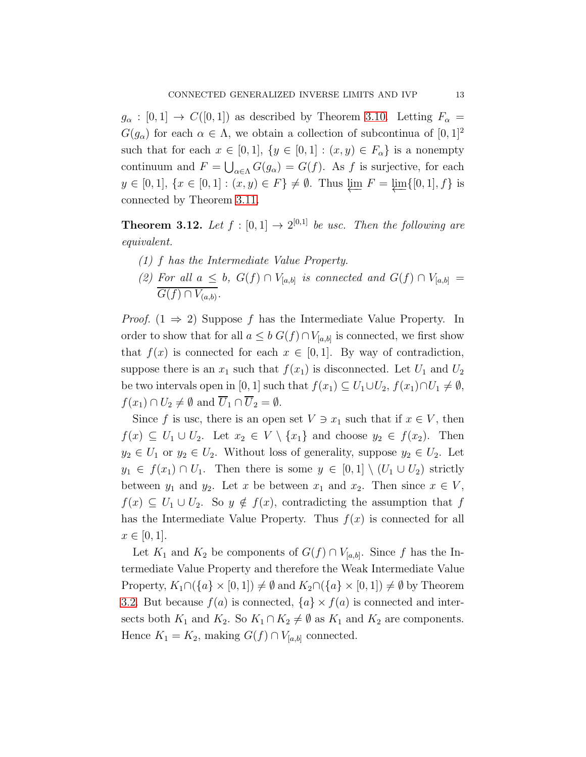$g_\alpha : [0,1] \to C([0,1])$ as described by Theorem 3.10. Letting $F_\alpha = G(g_\alpha)$ for each $\alpha \in \Lambda$, we obtain a collection of subcontinua of $[0,1]^2$ such that for each $x \in [0,1]$, $\{y \in [0,1] : (x,y) \in F_\alpha\}$ is a nonempty continuum and $F = \bigcup_{\alpha \in \Lambda} G(g_\alpha) = G(f)$. As $f$ is surjective, for each $y \in [0,1]$, $\{x \in [0,1] : (x,y) \in F\} \neq \emptyset$. Thus $\varprojlim F = \varprojlim\{[0,1], f\}$ is connected by Theorem 3.11.

**Theorem 3.12.** *Let $f : [0,1] \to 2^{[0,1]}$ be usc. Then the following are equivalent.*

*(1) $f$ has the Intermediate Value Property.*

*(2) For all $a \leq b$, $G(f) \cap V_{[a,b]}$ is connected and $G(f) \cap V_{[a,b]} = \overline{G(f) \cap V_{(a,b)}}$.*

*Proof.* ($1 \Rightarrow 2$) Suppose $f$ has the Intermediate Value Property. In order to show that for all $a \leq b$ $G(f) \cap V_{[a,b]}$ is connected, we first show that $f(x)$ is connected for each $x \in [0,1]$. By way of contradiction, suppose there is an $x_1$ such that $f(x_1)$ is disconnected. Let $U_1$ and $U_2$ be two intervals open in $[0,1]$ such that $f(x_1) \subseteq U_1 \cup U_2$, $f(x_1) \cap U_1 \neq \emptyset$, $f(x_1) \cap U_2 \neq \emptyset$ and $\overline{U}_1 \cap \overline{U}_2 = \emptyset$.

Since $f$ is usc, there is an open set $V \ni x_1$ such that if $x \in V$, then $f(x) \subseteq U_1 \cup U_2$. Let $x_2 \in V \setminus \{x_1\}$ and choose $y_2 \in f(x_2)$. Then $y_2 \in U_1$ or $y_2 \in U_2$. Without loss of generality, suppose $y_2 \in U_2$. Let $y_1 \in f(x_1) \cap U_1$. Then there is some $y \in [0,1] \setminus (U_1 \cup U_2)$ strictly between $y_1$ and $y_2$. Let $x$ be between $x_1$ and $x_2$. Then since $x \in V$, $f(x) \subseteq U_1 \cup U_2$. So $y \notin f(x)$, contradicting the assumption that $f$ has the Intermediate Value Property. Thus $f(x)$ is connected for all $x \in [0,1]$.

Let $K_1$ and $K_2$ be components of $G(f) \cap V_{[a,b]}$. Since $f$ has the Intermediate Value Property and therefore the Weak Intermediate Value Property, $K_1 \cap (\{a\} \times [0,1]) \neq \emptyset$ and $K_2 \cap (\{a\} \times [0,1]) \neq \emptyset$ by Theorem 3.2. But because $f(a)$ is connected, $\{a\} \times f(a)$ is connected and intersects both $K_1$ and $K_2$. So $K_1 \cap K_2 \neq \emptyset$ as $K_1$ and $K_2$ are components. Hence $K_1 = K_2$, making $G(f) \cap V_{[a,b]}$ connected.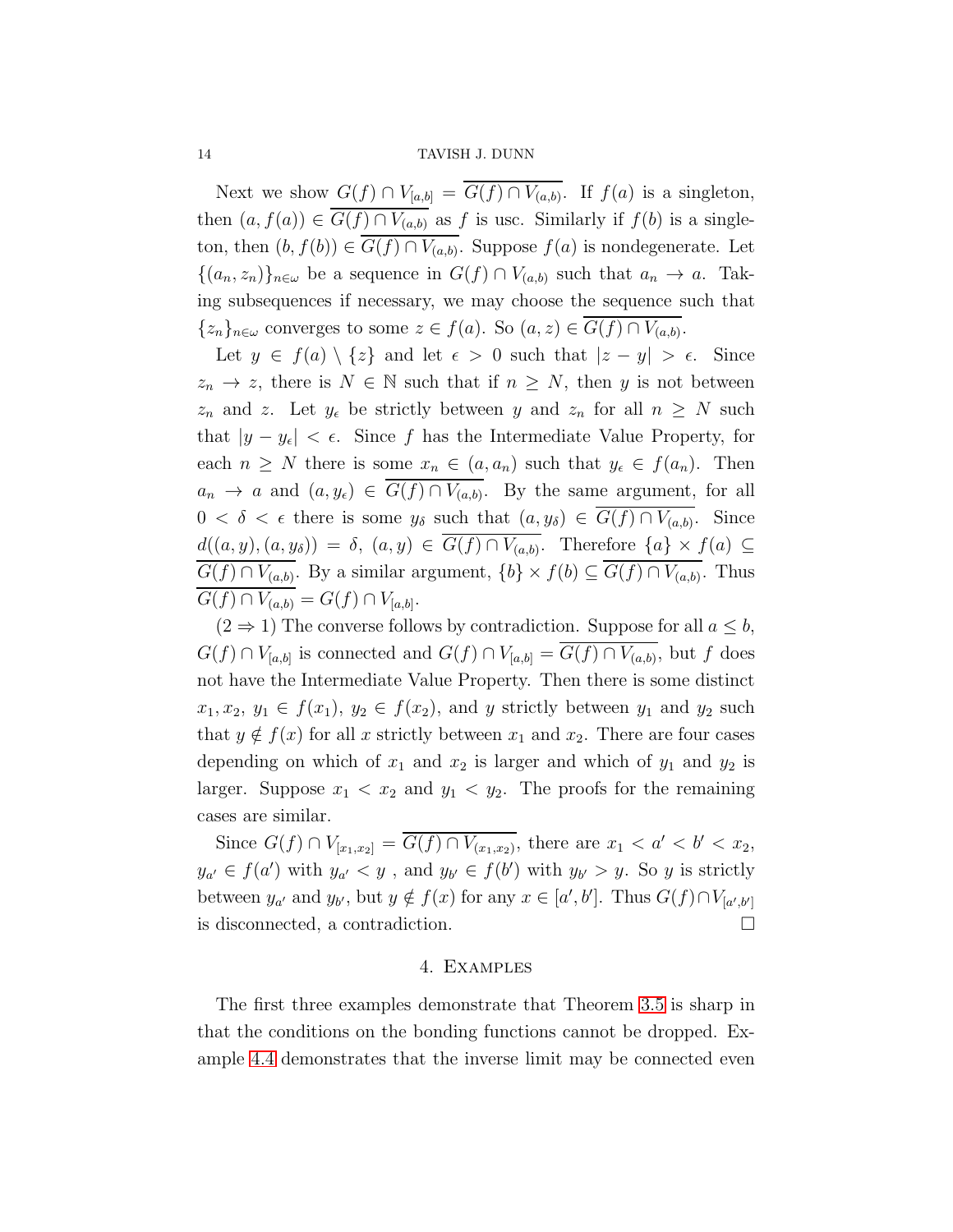Next we show $G(f) \cap V_{[a,b]} = \overline{G(f) \cap V_{(a,b)}}$. If $f(a)$ is a singleton, then $(a, f(a)) \in \overline{G(f) \cap V_{(a,b)}}$ as $f$ is usc. Similarly if $f(b)$ is a singleton, then $(b, f(b)) \in \overline{G(f) \cap V_{(a,b)}}$. Suppose $f(a)$ is nondegenerate. Let $\{(a_n, z_n)\}_{n \in \omega}$ be a sequence in $G(f) \cap V_{(a,b)}$ such that $a_n \to a$. Taking subsequences if necessary, we may choose the sequence such that $\{z_n\}_{n\in\omega}$ converges to some $z \in f(a)$. So $(a, z) \in \overline{G(f) \cap V_{(a,b)}}$.

Let $y \in f(a) \setminus \{z\}$ and let $\epsilon > 0$ such that $|z - y| > \epsilon$. Since $z_n \to z$, there is $N \in \mathbb{N}$ such that if $n \geq N$, then $y$ is not between $z_n$ and $z$. Let $y_\epsilon$ be strictly between $y$ and $z_n$ for all $n \geq N$ such that $|y - y_\epsilon| < \epsilon$. Since $f$ has the Intermediate Value Property, for each $n \geq N$ there is some $x_n \in (a, a_n)$ such that $y_\epsilon \in f(a_n)$. Then $a_n \to a$ and $(a, y_\epsilon) \in \overline{G(f) \cap V_{(a,b)}}$. By the same argument, for all $0 < \delta < \epsilon$ there is some $y_\delta$ such that $(a, y_\delta) \in \overline{G(f) \cap V_{(a,b)}}$. Since $d((a, y), (a, y_\delta)) = \delta$, $(a, y) \in \overline{G(f) \cap V_{(a,b)}}$. Therefore $\{a\} \times f(a) \subseteq \overline{G(f) \cap V_{(a,b)}}$. By a similar argument, $\{b\} \times f(b) \subseteq \overline{G(f) \cap V_{(a,b)}}$. Thus $\overline{G(f) \cap V_{(a,b)}} = G(f) \cap V_{[a,b]}$.

$(2 \Rightarrow 1)$ The converse follows by contradiction. Suppose for all $a \leq b$, $G(f) \cap V_{[a,b]}$ is connected and $G(f) \cap V_{[a,b]} = \overline{G(f) \cap V_{(a,b)}}$, but $f$ does not have the Intermediate Value Property. Then there is some distinct $x_1, x_2$, $y_1 \in f(x_1)$, $y_2 \in f(x_2)$, and $y$ strictly between $y_1$ and $y_2$ such that $y \notin f(x)$ for all $x$ strictly between $x_1$ and $x_2$. There are four cases depending on which of $x_1$ and $x_2$ is larger and which of $y_1$ and $y_2$ is larger. Suppose $x_1 < x_2$ and $y_1 < y_2$. The proofs for the remaining cases are similar.

Since $G(f) \cap V_{[x_1,x_2]} = \overline{G(f) \cap V_{(x_1,x_2)}}$, there are $x_1 < a' < b' < x_2$, $y_{a'} \in f(a')$ with $y_{a'} < y$ , and $y_{b'} \in f(b')$ with $y_{b'} > y$. So $y$ is strictly between $y_{a'}$ and $y_{b'}$, but $y \notin f(x)$ for any $x \in [a', b']$. Thus $G(f) \cap V_{[a',b']}$ is disconnected, a contradiction. $\square$

## 4. Examples

The first three examples demonstrate that Theorem 3.5 is sharp in that the conditions on the bonding functions cannot be dropped. Example 4.4 demonstrates that the inverse limit may be connected even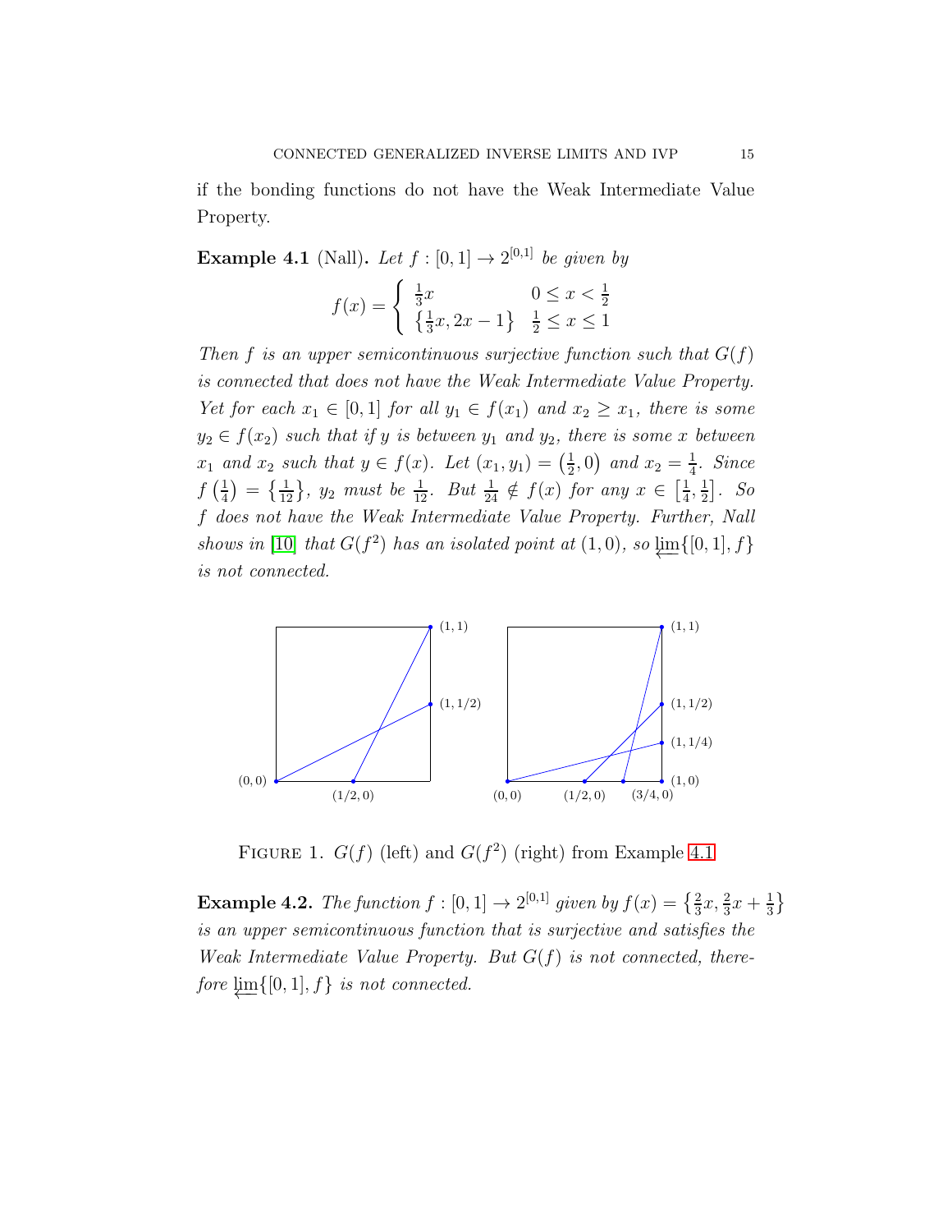if the bonding functions do not have the Weak Intermediate Value Property.

**Example 4.1** (Nall)**.** *Let $f : [0, 1] \to 2^{[0,1]}$ be given by*

$$f(x) = \begin{cases} \frac{1}{3}x & 0 \le x < \frac{1}{2} \\ \left\{\frac{1}{3}x, 2x - 1\right\} & \frac{1}{2} \le x \le 1 \end{cases}$$

*Then $f$ is an upper semicontinuous surjective function such that $G(f)$ is connected that does not have the Weak Intermediate Value Property. Yet for each $x_1 \in [0, 1]$ for all $y_1 \in f(x_1)$ and $x_2 \ge x_1$, there is some $y_2 \in f(x_2)$ such that if $y$ is between $y_1$ and $y_2$, there is some $x$ between $x_1$ and $x_2$ such that $y \in f(x)$. Let $(x_1, y_1) = \left(\frac{1}{2}, 0\right)$ and $x_2 = \frac{1}{4}$. Since $f\left(\frac{1}{4}\right) = \left\{\frac{1}{12}\right\}$, $y_2$ must be $\frac{1}{12}$. But $\frac{1}{24} \notin f(x)$ for any $x \in \left[\frac{1}{4}, \frac{1}{2}\right]$. So $f$ does not have the Weak Intermediate Value Property. Further, Nall shows in [10] that $G(f^2)$ has an isolated point at $(1, 0)$, so $\varprojlim\{[0, 1], f\}$ is not connected.*

FIGURE 1. $G(f)$ (left) and $G(f^2)$ (right) from Example 4.1

**Example 4.2.** *The function $f : [0, 1] \to 2^{[0,1]}$ given by $f(x) = \left\{\frac{2}{3}x, \frac{2}{3}x + \frac{1}{3}\right\}$ is an upper semicontinuous function that is surjective and satisfies the Weak Intermediate Value Property. But $G(f)$ is not connected, therefore $\varprojlim\{[0, 1], f\}$ is not connected.*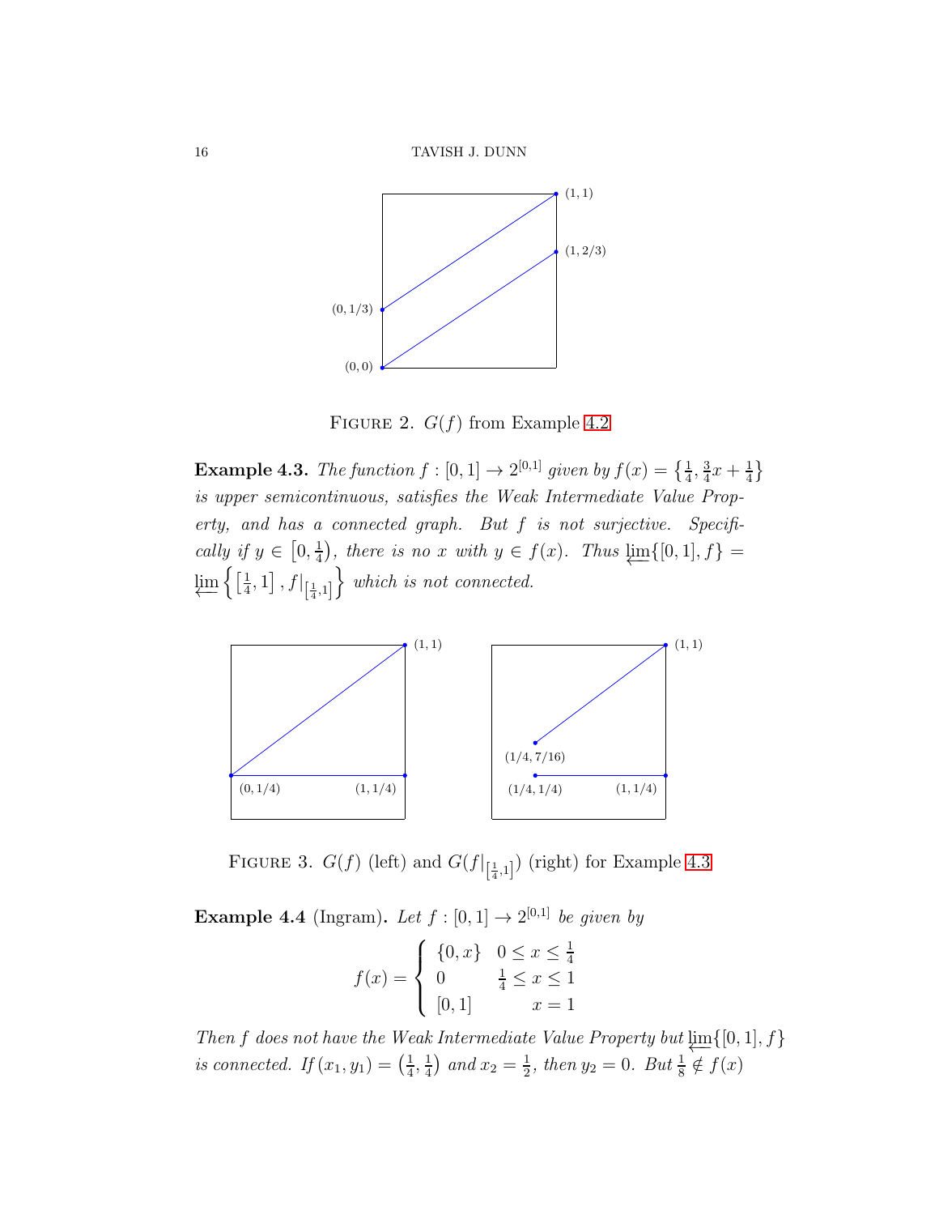FIGURE 2. $G(f)$ from Example 4.2

**Example 4.3.** *The function $f : [0,1] \to 2^{[0,1]}$ given by $f(x) = \left\{\frac{1}{4}, \frac{3}{4}x + \frac{1}{4}\right\}$ is upper semicontinuous, satisfies the Weak Intermediate Value Property, and has a connected graph. But $f$ is not surjective. Specifically if $y \in \left[0, \frac{1}{4}\right)$, there is no $x$ with $y \in f(x)$. Thus $\varprojlim\{[0,1], f\} = \varprojlim\left\{\left[\frac{1}{4}, 1\right], f|_{\left[\frac{1}{4},1\right]}\right\}$ which is not connected.*

FIGURE 3. $G(f)$ (left) and $G(f|_{\left[\frac{1}{4},1\right]})$ (right) for Example 4.3

**Example 4.4** (Ingram)**.** *Let $f : [0,1] \to 2^{[0,1]}$ be given by*

$$f(x) = \begin{cases} \{0, x\} & 0 \le x \le \frac{1}{4} \\ 0 & \frac{1}{4} \le x \le 1 \\ [0,1] & \quad x = 1 \end{cases}$$

*Then $f$ does not have the Weak Intermediate Value Property but $\varprojlim\{[0,1], f\}$ is connected. If $(x_1, y_1) = \left(\frac{1}{4}, \frac{1}{4}\right)$ and $x_2 = \frac{1}{2}$, then $y_2 = 0$. But $\frac{1}{8} \notin f(x)$*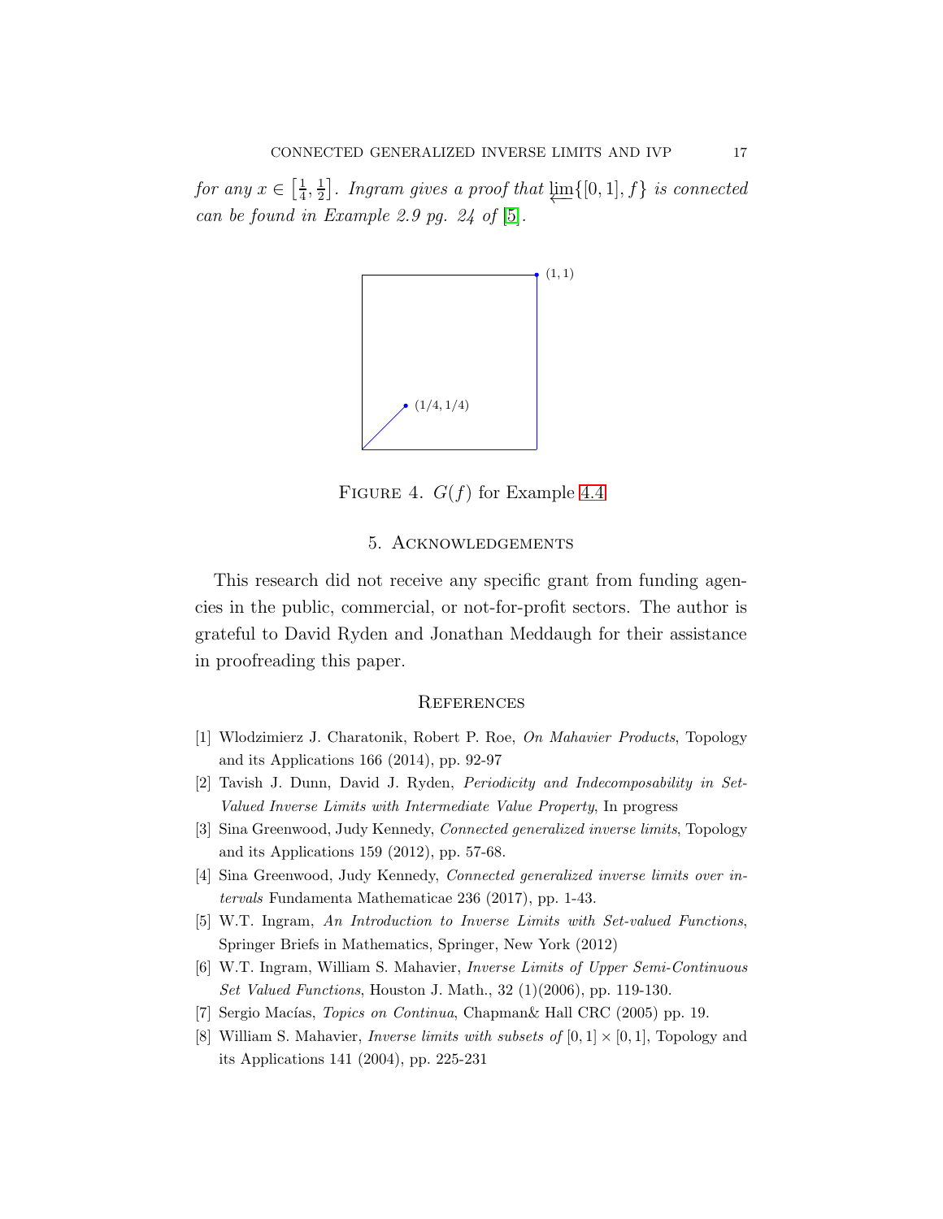*for any* $x \in \left[\frac{1}{4}, \frac{1}{2}\right]$*. Ingram gives a proof that* $\varprojlim\{[0,1], f\}$ *is connected can be found in Example 2.9 pg. 24 of* [5].

FIGURE 4. $G(f)$ for Example 4.4

## 5. Acknowledgements

This research did not receive any specific grant from funding agencies in the public, commercial, or not-for-profit sectors. The author is grateful to David Ryden and Jonathan Meddaugh for their assistance in proofreading this paper.

## References

[1] Wlodzimierz J. Charatonik, Robert P. Roe, *On Mahavier Products*, Topology and its Applications 166 (2014), pp. 92-97

[2] Tavish J. Dunn, David J. Ryden, *Periodicity and Indecomposability in Set-Valued Inverse Limits with Intermediate Value Property*, In progress

[3] Sina Greenwood, Judy Kennedy, *Connected generalized inverse limits*, Topology and its Applications 159 (2012), pp. 57-68.

[4] Sina Greenwood, Judy Kennedy, *Connected generalized inverse limits over intervals* Fundamenta Mathematicae 236 (2017), pp. 1-43.

[5] W.T. Ingram, *An Introduction to Inverse Limits with Set-valued Functions*, Springer Briefs in Mathematics, Springer, New York (2012)

[6] W.T. Ingram, William S. Mahavier, *Inverse Limits of Upper Semi-Continuous Set Valued Functions*, Houston J. Math., 32 (1)(2006), pp. 119-130.

[7] Sergio Macías, *Topics on Continua*, Chapman& Hall CRC (2005) pp. 19.

[8] William S. Mahavier, *Inverse limits with subsets of* $[0,1] \times [0,1]$, Topology and its Applications 141 (2004), pp. 225-231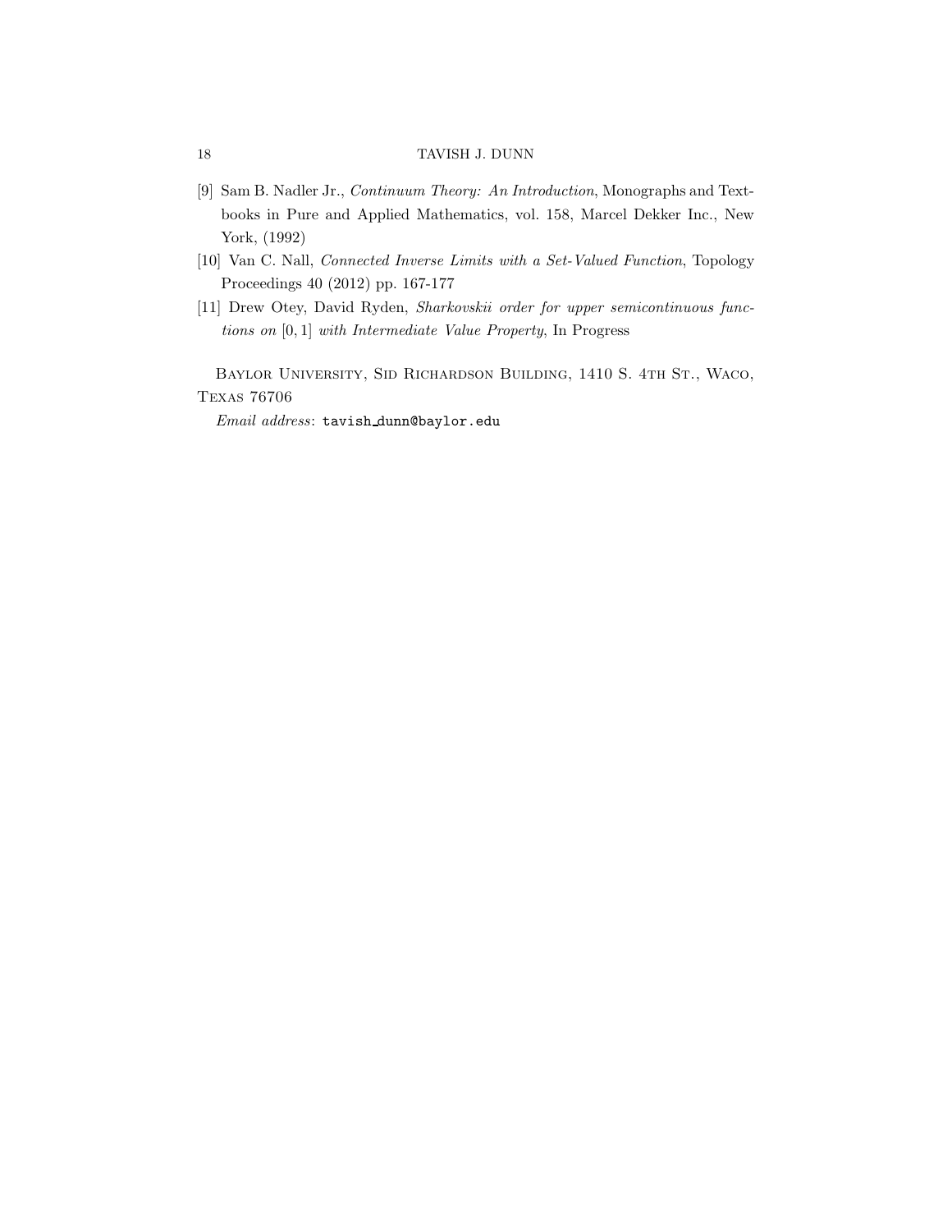[9] Sam B. Nadler Jr., *Continuum Theory: An Introduction*, Monographs and Textbooks in Pure and Applied Mathematics, vol. 158, Marcel Dekker Inc., New York, (1992)

[10] Van C. Nall, *Connected Inverse Limits with a Set-Valued Function*, Topology Proceedings 40 (2012) pp. 167-177

[11] Drew Otey, David Ryden, *Sharkovskii order for upper semicontinuous functions on* $[0, 1]$ *with Intermediate Value Property*, In Progress

Baylor University, Sid Richardson Building, 1410 S. 4th St., Waco, Texas 76706

*Email address*: `tavish_dunn@baylor.edu`